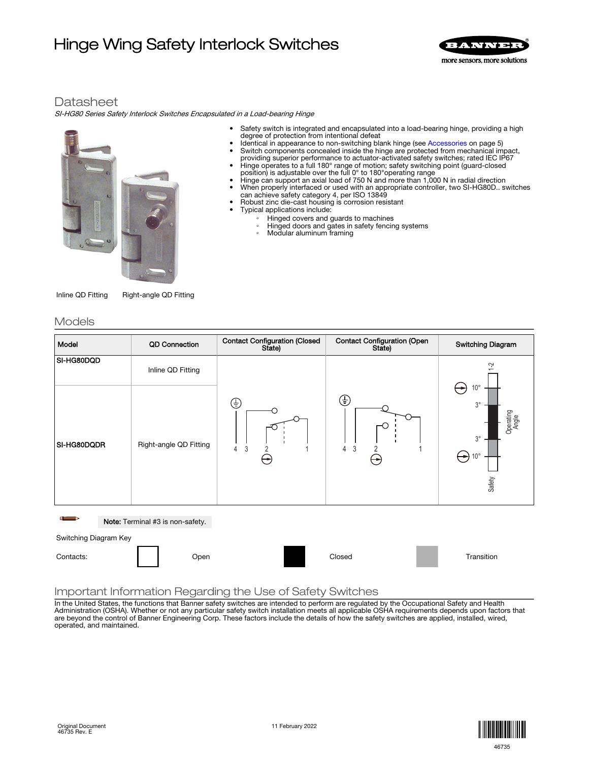# Hinge Wing Safety Interlock Switches

## Datasheet

*SI-HG80 Series Safety Interlock Switches Encapsulated in a Load-bearing Hinge*

- Safety switch is integrated and encapsulated into a load-bearing hinge, providing a high degree of protection from intentional defeat
- Identical in appearance to non-switching blank hinge (see Accessories on page 5)
- Switch components concealed inside the hinge are protected from mechanical impact, providing superior performance to actuator-activated safety switches; rated IEC IP67
- Hinge operates to a full 180° range of motion; safety switching point (guard-closed position) is adjustable over the full 0° to 180°operating range
- Hinge can support an axial load of 750 N and more than 1,000 N in radial direction
- When properly interfaced or used with an appropriate controller, two SI-HG80D.. switches can achieve safety category 4, per ISO 13849
- Robust zinc die-cast housing is corrosion resistant
- Typical applications include:
  - Hinged covers and guards to machines
  - Hinged doors and gates in safety fencing systems
  - Modular aluminum framing

Inline QD Fitting    Right-angle QD Fitting

## Models

| Model | QD Connection | Contact Configuration (Closed State) | Contact Configuration (Open State) | Switching Diagram |
|---|---|---|---|---|
| SI-HG80DQD | Inline QD Fitting | 4 3 2 1 | 4 3 2 1 | 1-2; 10°; 3°; 3°; 10°; Operating Angle; Safety |
| SI-HG80DQDR | Right-angle QD Fitting | | | |

**Note:** Terminal #3 is non-safety.

Switching Diagram Key

Contacts: Open Closed Transition

## Important Information Regarding the Use of Safety Switches

In the United States, the functions that Banner safety switches are intended to perform are regulated by the Occupational Safety and Health Administration (OSHA). Whether or not any particular safety switch installation meets all applicable OSHA requirements depends upon factors that are beyond the control of Banner Engineering Corp. These factors include the details of how the safety switches are applied, installed, wired, operated, and maintained.

Original Document
46735 Rev. E

11 February 2022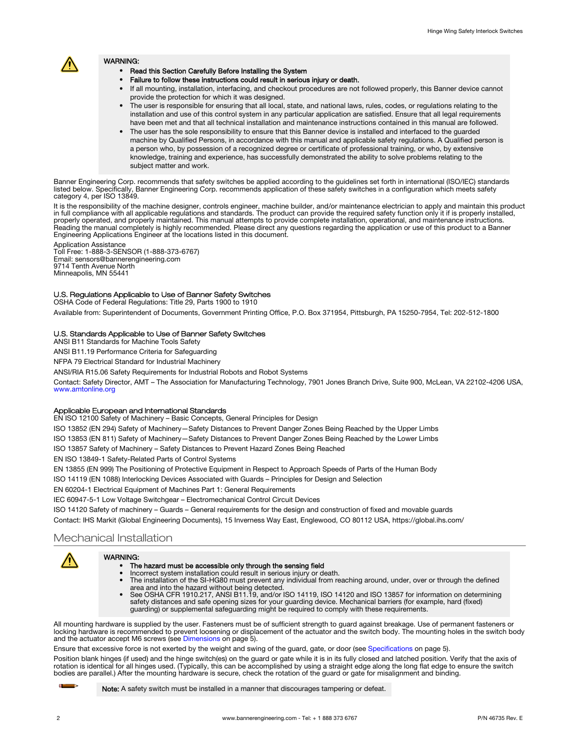**WARNING:**
- **Read this Section Carefully Before Installing the System**
- **Failure to follow these instructions could result in serious injury or death.**
- If all mounting, installation, interfacing, and checkout procedures are not followed properly, this Banner device cannot provide the protection for which it was designed.
- The user is responsible for ensuring that all local, state, and national laws, rules, codes, or regulations relating to the installation and use of this control system in any particular application are satisfied. Ensure that all legal requirements have been met and that all technical installation and maintenance instructions contained in this manual are followed.
- The user has the sole responsibility to ensure that this Banner device is installed and interfaced to the guarded machine by Qualified Persons, in accordance with this manual and applicable safety regulations. A Qualified person is a person who, by possession of a recognized degree or certificate of professional training, or who, by extensive knowledge, training and experience, has successfully demonstrated the ability to solve problems relating to the subject matter and work.

Banner Engineering Corp. recommends that safety switches be applied according to the guidelines set forth in international (ISO/IEC) standards listed below. Specifically, Banner Engineering Corp. recommends application of these safety switches in a configuration which meets safety category 4, per ISO 13849.

It is the responsibility of the machine designer, controls engineer, machine builder, and/or maintenance electrician to apply and maintain this product in full compliance with all applicable regulations and standards. The product can provide the required safety function only it if is properly installed, properly operated, and properly maintained. This manual attempts to provide complete installation, operational, and maintenance instructions. Reading the manual completely is highly recommended. Please direct any questions regarding the application or use of this product to a Banner Engineering Applications Engineer at the locations listed in this document.

Application Assistance
Toll Free: 1-888-3-SENSOR (1-888-373-6767)
Email: sensors@bannerengineering.com
9714 Tenth Avenue North
Minneapolis, MN 55441

### U.S. Regulations Applicable to Use of Banner Safety Switches

OSHA Code of Federal Regulations: Title 29, Parts 1900 to 1910

Available from: Superintendent of Documents, Government Printing Office, P.O. Box 371954, Pittsburgh, PA 15250-7954, Tel: 202-512-1800

### U.S. Standards Applicable to Use of Banner Safety Switches

ANSI B11 Standards for Machine Tools Safety

ANSI B11.19 Performance Criteria for Safeguarding

NFPA 79 Electrical Standard for Industrial Machinery

ANSI/RIA R15.06 Safety Requirements for Industrial Robots and Robot Systems

Contact: Safety Director, AMT – The Association for Manufacturing Technology, 7901 Jones Branch Drive, Suite 900, McLean, VA 22102-4206 USA, www.amtonline.org

### Applicable European and International Standards

EN ISO 12100 Safety of Machinery – Basic Concepts, General Principles for Design

ISO 13852 (EN 294) Safety of Machinery—Safety Distances to Prevent Danger Zones Being Reached by the Upper Limbs

ISO 13853 (EN 811) Safety of Machinery—Safety Distances to Prevent Danger Zones Being Reached by the Lower Limbs

ISO 13857 Safety of Machinery – Safety Distances to Prevent Hazard Zones Being Reached

EN ISO 13849-1 Safety-Related Parts of Control Systems

EN 13855 (EN 999) The Positioning of Protective Equipment in Respect to Approach Speeds of Parts of the Human Body

ISO 14119 (EN 1088) Interlocking Devices Associated with Guards – Principles for Design and Selection

EN 60204-1 Electrical Equipment of Machines Part 1: General Requirements

IEC 60947-5-1 Low Voltage Switchgear – Electromechanical Control Circuit Devices

ISO 14120 Safety of machinery – Guards – General requirements for the design and construction of fixed and movable guards

Contact: IHS Markit (Global Engineering Documents), 15 Inverness Way East, Englewood, CO 80112 USA, https://global.ihs.com/

## Mechanical Installation

**WARNING:**
- **The hazard must be accessible only through the sensing field**
- Incorrect system installation could result in serious injury or death.
- The installation of the SI-HG80 must prevent any individual from reaching around, under, over or through the defined area and into the hazard without being detected.
- See OSHA CFR 1910.217, ANSI B11.19, and/or ISO 14119, ISO 14120 and ISO 13857 for information on determining safety distances and safe opening sizes for your guarding device. Mechanical barriers (for example, hard (fixed) guarding) or supplemental safeguarding might be required to comply with these requirements.

All mounting hardware is supplied by the user. Fasteners must be of sufficient strength to guard against breakage. Use of permanent fasteners or locking hardware is recommended to prevent loosening or displacement of the actuator and the switch body. The mounting holes in the switch body and the actuator accept M6 screws (see Dimensions on page 5).

Ensure that excessive force is not exerted by the weight and swing of the guard, gate, or door (see Specifications on page 5).

Position blank hinges (if used) and the hinge switch(es) on the guard or gate while it is in its fully closed and latched position. Verify that the axis of rotation is identical for all hinges used. (Typically, this can be accomplished by using a straight edge along the long flat edge to ensure the switch bodies are parallel.) After the mounting hardware is secure, check the rotation of the guard or gate for misalignment and binding.

**Note:** A safety switch must be installed in a manner that discourages tampering or defeat.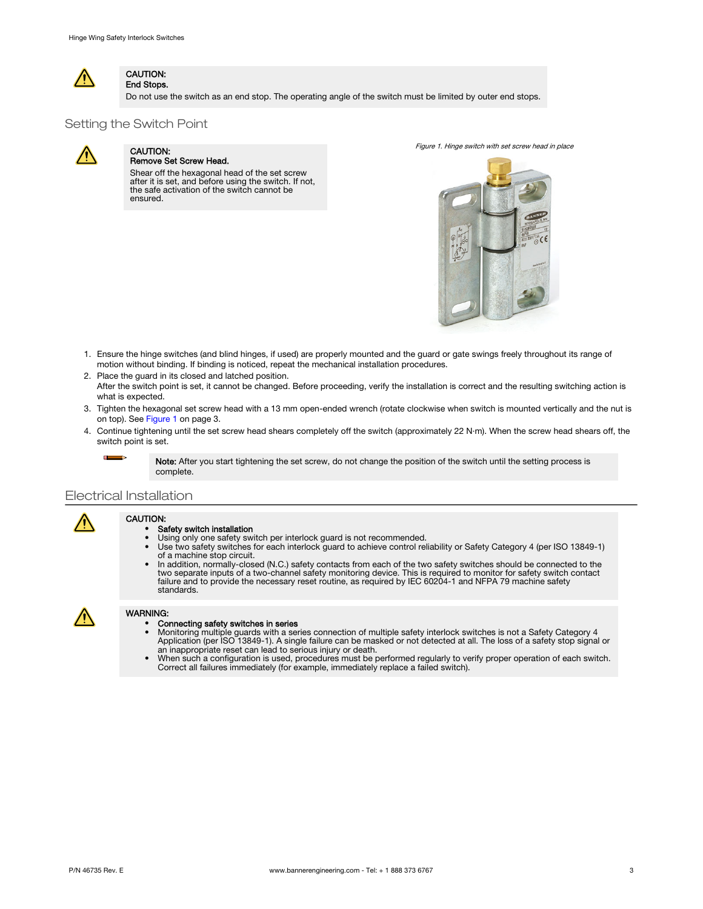**CAUTION:**
**End Stops.**
Do not use the switch as an end stop. The operating angle of the switch must be limited by outer end stops.

## Setting the Switch Point

**CAUTION:**
**Remove Set Screw Head.**
Shear off the hexagonal head of the set screw after it is set, and before using the switch. If not, the safe activation of the switch cannot be ensured.

*Figure 1. Hinge switch with set screw head in place*

1. Ensure the hinge switches (and blind hinges, if used) are properly mounted and the guard or gate swings freely throughout its range of motion without binding. If binding is noticed, repeat the mechanical installation procedures.
2. Place the guard in its closed and latched position.
   After the switch point is set, it cannot be changed. Before proceeding, verify the installation is correct and the resulting switching action is what is expected.
3. Tighten the hexagonal set screw head with a 13 mm open-ended wrench (rotate clockwise when switch is mounted vertically and the nut is on top). See Figure 1 on page 3.
4. Continue tightening until the set screw head shears completely off the switch (approximately 22 N·m). When the screw head shears off, the switch point is set.

**Note:** After you start tightening the set screw, do not change the position of the switch until the setting process is complete.

## Electrical Installation

**CAUTION:**
- **Safety switch installation**
- Using only one safety switch per interlock guard is not recommended.
- Use two safety switches for each interlock guard to achieve control reliability or Safety Category 4 (per ISO 13849-1) of a machine stop circuit.
- In addition, normally-closed (N.C.) safety contacts from each of the two safety switches should be connected to the two separate inputs of a two-channel safety monitoring device. This is required to monitor for safety switch contact failure and to provide the necessary reset routine, as required by IEC 60204-1 and NFPA 79 machine safety standards.

**WARNING:**
- **Connecting safety switches in series**
- Monitoring multiple guards with a series connection of multiple safety interlock switches is not a Safety Category 4 Application (per ISO 13849-1). A single failure can be masked or not detected at all. The loss of a safety stop signal or an inappropriate reset can lead to serious injury or death.
- When such a configuration is used, procedures must be performed regularly to verify proper operation of each switch. Correct all failures immediately (for example, immediately replace a failed switch).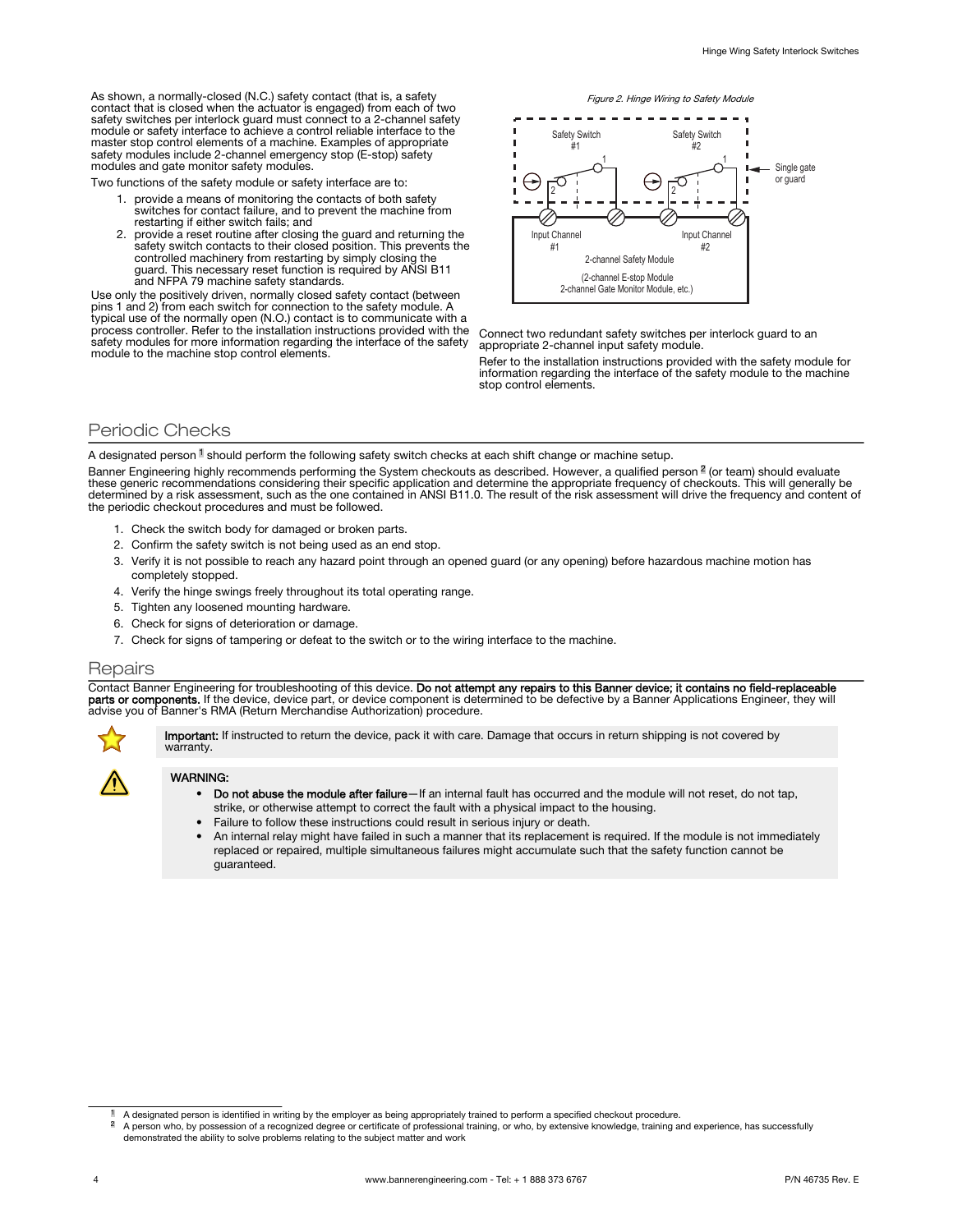As shown, a normally-closed (N.C.) safety contact (that is, a safety contact that is closed when the actuator is engaged) from each of two safety switches per interlock guard must connect to a 2-channel safety module or safety interface to achieve a control reliable interface to the master stop control elements of a machine. Examples of appropriate safety modules include 2-channel emergency stop (E-stop) safety modules and gate monitor safety modules.

Two functions of the safety module or safety interface are to:

1. provide a means of monitoring the contacts of both safety switches for contact failure, and to prevent the machine from restarting if either switch fails; and
2. provide a reset routine after closing the guard and returning the safety switch contacts to their closed position. This prevents the controlled machinery from restarting by simply closing the guard. This necessary reset function is required by ANSI B11 and NFPA 79 machine safety standards.

Use only the positively driven, normally closed safety contact (between pins 1 and 2) from each switch for connection to the safety module. A typical use of the normally open (N.O.) contact is to communicate with a process controller. Refer to the installation instructions provided with the safety modules for more information regarding the interface of the safety module to the machine stop control elements.

*Figure 2. Hinge Wiring to Safety Module*

Safety Switch #1
Safety Switch #2
1
2
1
2
Single gate or guard
Input Channel #1
Input Channel #2
2-channel Safety Module
(2-channel E-stop Module
2-channel Gate Monitor Module, etc.)

Connect two redundant safety switches per interlock guard to an appropriate 2-channel input safety module.

Refer to the installation instructions provided with the safety module for information regarding the interface of the safety module to the machine stop control elements.

## Periodic Checks

A designated person [1] should perform the following safety switch checks at each shift change or machine setup.

Banner Engineering highly recommends performing the System checkouts as described. However, a qualified person [2] (or team) should evaluate these generic recommendations considering their specific application and determine the appropriate frequency of checkouts. This will generally be determined by a risk assessment, such as the one contained in ANSI B11.0. The result of the risk assessment will drive the frequency and content of the periodic checkout procedures and must be followed.

1. Check the switch body for damaged or broken parts.
2. Confirm the safety switch is not being used as an end stop.
3. Verify it is not possible to reach any hazard point through an opened guard (or any opening) before hazardous machine motion has completely stopped.
4. Verify the hinge swings freely throughout its total operating range.
5. Tighten any loosened mounting hardware.
6. Check for signs of deterioration or damage.
7. Check for signs of tampering or defeat to the switch or to the wiring interface to the machine.

## Repairs

Contact Banner Engineering for troubleshooting of this device. **Do not attempt any repairs to this Banner device; it contains no field-replaceable parts or components.** If the device, device part, or device component is determined to be defective by a Banner Applications Engineer, they will advise you of Banner's RMA (Return Merchandise Authorization) procedure.

**Important:** If instructed to return the device, pack it with care. Damage that occurs in return shipping is not covered by warranty.

**WARNING:**

- **Do not abuse the module after failure**—If an internal fault has occurred and the module will not reset, do not tap, strike, or otherwise attempt to correct the fault with a physical impact to the housing.
- Failure to follow these instructions could result in serious injury or death.
- An internal relay might have failed in such a manner that its replacement is required. If the module is not immediately replaced or repaired, multiple simultaneous failures might accumulate such that the safety function cannot be guaranteed.

---

[1] A designated person is identified in writing by the employer as being appropriately trained to perform a specified checkout procedure.

[2] A person who, by possession of a recognized degree or certificate of professional training, or who, by extensive knowledge, training and experience, has successfully demonstrated the ability to solve problems relating to the subject matter and work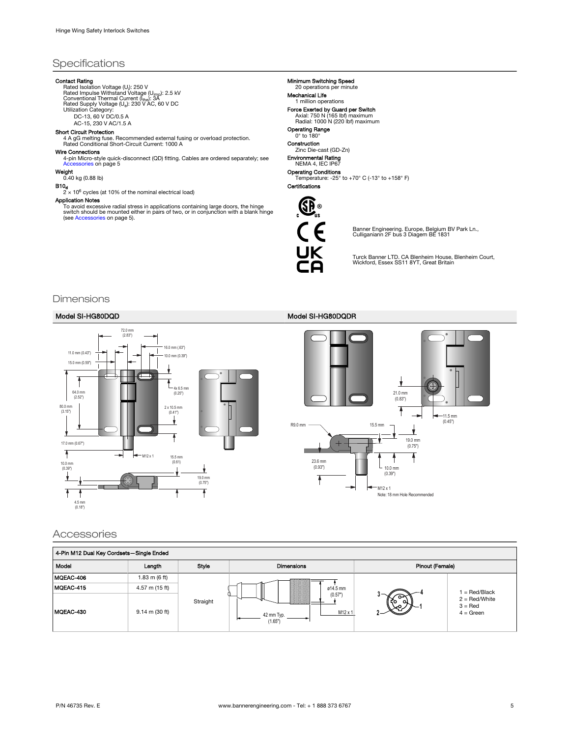## Specifications

**Contact Rating**
Rated Isolation Voltage ($U_i$): 250 V
Rated Impulse Withstand Voltage ($U_{imp}$): 2.5 kV
Conventional Thermal Current ($I_{the}$): 3A
Rated Supply Voltage ($U_e$): 230 V AC, 60 V DC
Utilization Category:
DC-13, 60 V DC/0.5 A
AC-15, 230 V AC/1.5 A

**Short Circuit Protection**
4 A gG melting fuse. Recommended external fusing or overload protection.
Rated Conditional Short-Circuit Current: 1000 A

**Wire Connections**
4-pin Micro-style quick-disconnect (QD) fitting. Cables are ordered separately; see Accessories on page 5

**Weight**
0.40 kg (0.88 lb)

**$B10_d$**
$2 \times 10^6$ cycles (at 10% of the nominal electrical load)

**Application Notes**
To avoid excessive radial stress in applications containing large doors, the hinge switch should be mounted either in pairs of two, or in conjunction with a blank hinge (see Accessories on page 5).

**Minimum Switching Speed**
20 operations per minute

**Mechanical Life**
1 million operations

**Force Exerted by Guard per Switch**
Axial: 750 N (165 lbf) maximum
Radial: 1000 N (220 lbf) maximum

**Operating Range**
0° to 180°

**Construction**
Zinc Die-cast (GD-Zn)

**Environmental Rating**
NEMA 4, IEC IP67

**Operating Conditions**
Temperature: -25° to +70° C (-13° to +158° F)

**Certifications**

Banner Engineering. Europe, Belgium BV Park Ln., Culliganiann 2F bus 3 Diagem BE 1831

Turck Banner LTD. CA Blenheim House, Blenheim Court, Wickford, Essex SS11 8YT, Great Britain

## Dimensions

### Model SI-HG80DQD

72.0 mm (2.83")
16.0 mm (.63")
10.0 mm (0.39")
11.0 mm (0.43")
15.0 mm (0.59")
64.0 mm (2.52")
80.0 mm (3.15")
4x 6.5 mm (0.25")
2 x 10.5 mm (0.41")
17.0 mm (0.67")
M12 x 1
15.5 mm (0.61)
10.0 mm (0.39")
19.0 mm (0.75")
4.5 mm (0.18")

### Model SI-HG80DQDR

21.0 mm (0.83")
11.5 mm (0.45")
R9.0 mm
15.5 mm
19.0 mm (0.75")
23.6 mm (0.93")
10.0 mm (0.39")
M12 x 1
Note: 18 mm Hole Recommended

## Accessories

| 4-Pin M12 Dual Key Cordsets—Single Ended | | | | |
|---|---|---|---|---|
| **Model** | **Length** | **Style** | **Dimensions** | **Pinout (Female)** |
| MQEAC-406 | 1.83 m (6 ft) | Straight | ø14.5 mm (0.57"); M12 x 1; 42 mm Typ. (1.65") | 1 = Red/Black<br>2 = Red/White<br>3 = Red<br>4 = Green |
| MQEAC-415 | 4.57 m (15 ft) | | | |
| MQEAC-430 | 9.14 m (30 ft) | | | |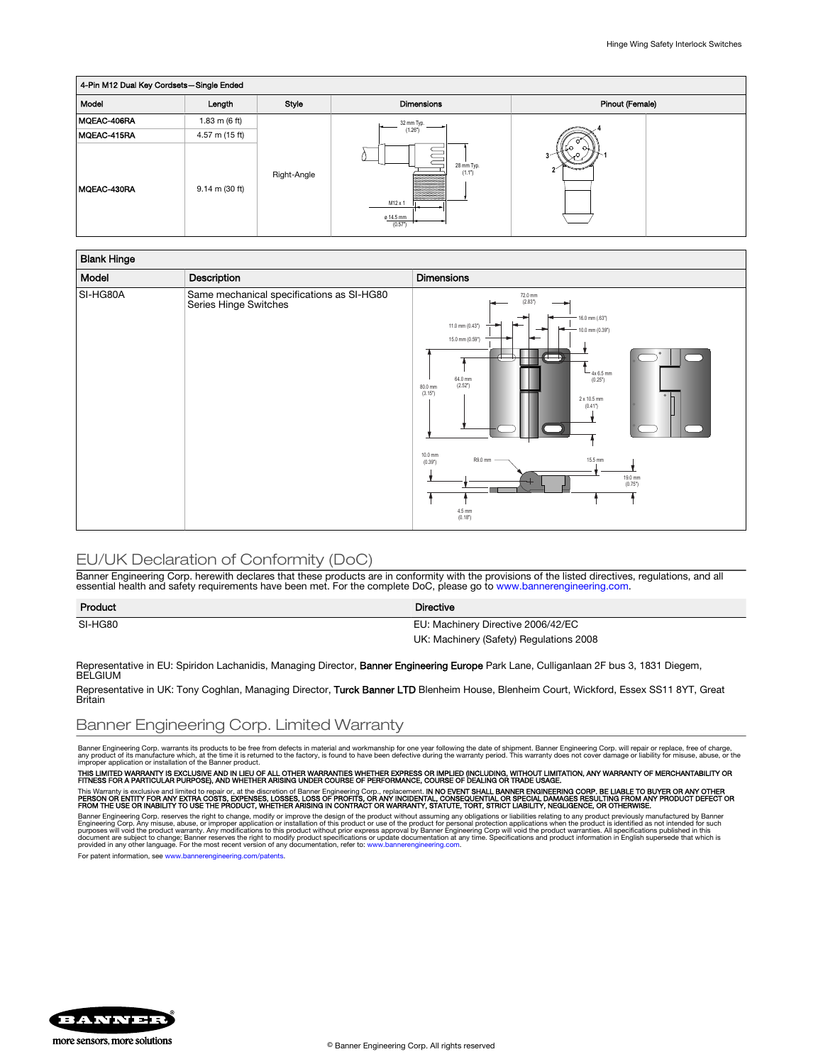| 4-Pin M12 Dual Key Cordsets—Single Ended | | | | |
|---|---|---|---|---|
| Model | Length | Style | Dimensions | Pinout (Female) |
| MQEAC-406RA | 1.83 m (6 ft) | Right-Angle | 32 mm Typ. (1.26") 28 mm Typ. (1.1") M12 x 1 ø 14.5 mm (0.57") | 1 2 3 4 |
| MQEAC-415RA | 4.57 m (15 ft) | | | |
| MQEAC-430RA | 9.14 m (30 ft) | | | |

| Blank Hinge | | |
|---|---|---|
| Model | Description | Dimensions |
| SI-HG80A | Same mechanical specifications as SI-HG80 Series Hinge Switches | 72.0 mm (2.83") 16.0 mm (.63") 10.0 mm (0.39") 11.0 mm (0.43") 15.0 mm (0.59") 4x 6.5 mm (0.25") 64.0 mm (2.52") 80.0 mm (3.15") 2 x 10.5 mm (0.41") 10.0 mm (0.39") R9.0 mm 15.5 mm 19.0 mm (0.75") 4.5 mm (0.18") |

## EU/UK Declaration of Conformity (DoC)

Banner Engineering Corp. herewith declares that these products are in conformity with the provisions of the listed directives, regulations, and all essential health and safety requirements have been met. For the complete DoC, please go to www.bannerengineering.com.

| Product | Directive |
|---|---|
| SI-HG80 | EU: Machinery Directive 2006/42/EC |
| | UK: Machinery (Safety) Regulations 2008 |

Representative in EU: Spiridon Lachanidis, Managing Director, **Banner Engineering Europe** Park Lane, Culliganlaan 2F bus 3, 1831 Diegem, BELGIUM

Representative in UK: Tony Coghlan, Managing Director, **Turck Banner LTD** Blenheim House, Blenheim Court, Wickford, Essex SS11 8YT, Great Britain

## Banner Engineering Corp. Limited Warranty

Banner Engineering Corp. warrants its products to be free from defects in material and workmanship for one year following the date of shipment. Banner Engineering Corp. will repair or replace, free of charge, any product of its manufacture which, at the time it is returned to the factory, is found to have been defective during the warranty period. This warranty does not cover damage or liability for misuse, abuse, or the improper application or installation of the Banner product.

**THIS LIMITED WARRANTY IS EXCLUSIVE AND IN LIEU OF ALL OTHER WARRANTIES WHETHER EXPRESS OR IMPLIED (INCLUDING, WITHOUT LIMITATION, ANY WARRANTY OF MERCHANTABILITY OR FITNESS FOR A PARTICULAR PURPOSE), AND WHETHER ARISING UNDER COURSE OF PERFORMANCE, COURSE OF DEALING OR TRADE USAGE.**

This Warranty is exclusive and limited to repair or, at the discretion of Banner Engineering Corp., replacement. **IN NO EVENT SHALL BANNER ENGINEERING CORP. BE LIABLE TO BUYER OR ANY OTHER PERSON OR ENTITY FOR ANY EXTRA COSTS, EXPENSES, LOSSES, LOSS OF PROFITS, OR ANY INCIDENTAL, CONSEQUENTIAL OR SPECIAL DAMAGES RESULTING FROM ANY PRODUCT DEFECT OR FROM THE USE OR INABILITY TO USE THE PRODUCT, WHETHER ARISING IN CONTRACT OR WARRANTY, STATUTE, TORT, STRICT LIABILITY, NEGLIGENCE, OR OTHERWISE.**

Banner Engineering Corp. reserves the right to change, modify or improve the design of the product without assuming any obligations or liabilities relating to any product previously manufactured by Banner Engineering Corp. Any misuse, abuse, or improper application or installation of this product or use of the product for personal protection applications when the product is identified as not intended for such purposes will void the product warranty. Any modifications to this product without prior express approval by Banner Engineering Corp will void the product warranties. All specifications published in this document are subject to change; Banner reserves the right to modify product specifications or update documentation at any time. Specifications and product information in English supersede that which is provided in any other language. For the most recent version of any documentation, refer to: www.bannerengineering.com.

For patent information, see www.bannerengineering.com/patents.

more sensors, more solutions

© Banner Engineering Corp. All rights reserved